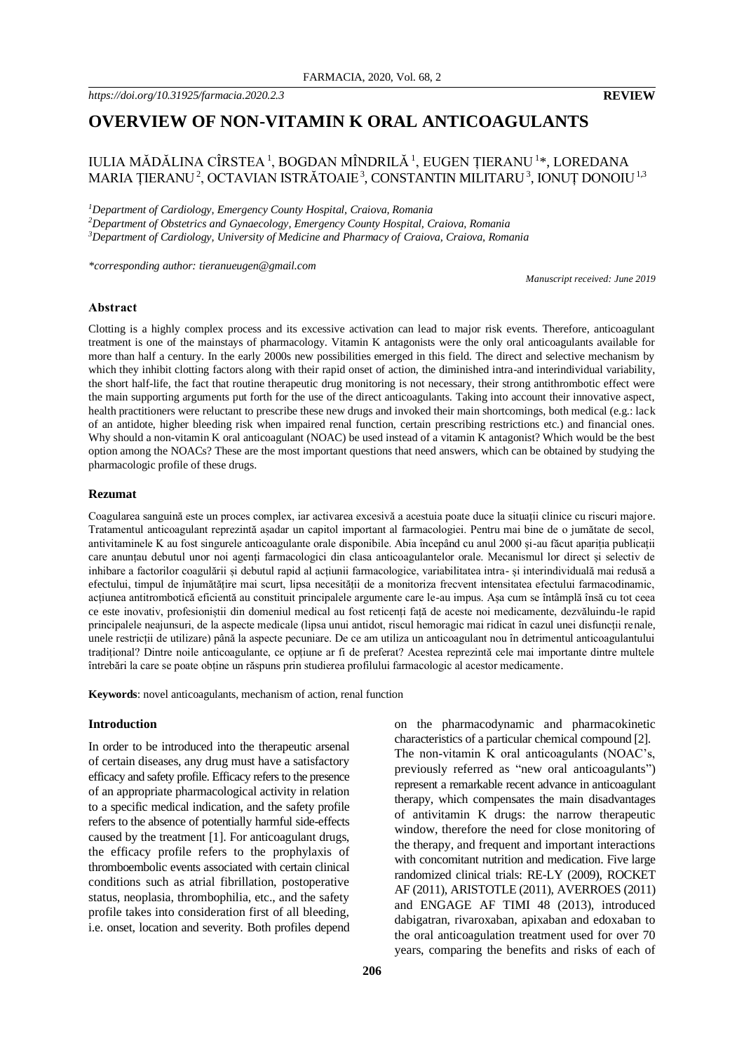https://doi.org/10.31925/farmacia.2020.2.3

**REVIEW**

# OVERVIEW OF NON-VITAMIN K ORAL ANTICOAGULANTS

IULIA MĂDĂLINA CÎRSTEA [1], BOGDAN MÎNDRILĂ [1], EUGEN ȚIERANU [1]*, LOREDANA MARIA ȚIERANU [2], OCTAVIAN ISTRĂTOAIE [3], CONSTANTIN MILITARU [3], IONUȚ DONOIU [1,3]

[1]*Department of Cardiology, Emergency County Hospital, Craiova, Romania*
[2]*Department of Obstetrics and Gynaecology, Emergency County Hospital, Craiova, Romania*
[3]*Department of Cardiology, University of Medicine and Pharmacy of Craiova, Craiova, Romania*

*\*corresponding author: tieranueugen@gmail.com*

*Manuscript received: June 2019*

### Abstract

Clotting is a highly complex process and its excessive activation can lead to major risk events. Therefore, anticoagulant treatment is one of the mainstays of pharmacology. Vitamin K antagonists were the only oral anticoagulants available for more than half a century. In the early 2000s new possibilities emerged in this field. The direct and selective mechanism by which they inhibit clotting factors along with their rapid onset of action, the diminished intra-and interindividual variability, the short half-life, the fact that routine therapeutic drug monitoring is not necessary, their strong antithrombotic effect were the main supporting arguments put forth for the use of the direct anticoagulants. Taking into account their innovative aspect, health practitioners were reluctant to prescribe these new drugs and invoked their main shortcomings, both medical (e.g.: lack of an antidote, higher bleeding risk when impaired renal function, certain prescribing restrictions etc.) and financial ones. Why should a non-vitamin K oral anticoagulant (NOAC) be used instead of a vitamin K antagonist? Which would be the best option among the NOACs? These are the most important questions that need answers, which can be obtained by studying the pharmacologic profile of these drugs.

### Rezumat

Coagularea sanguină este un proces complex, iar activarea excesivă a acestuia poate duce la situații clinice cu riscuri majore. Tratamentul anticoagulant reprezintă așadar un capitol important al farmacologiei. Pentru mai bine de o jumătate de secol, antivitaminele K au fost singurele anticoagulante orale disponibile. Abia începând cu anul 2000 și-au făcut apariția publicații care anunțau debutul unor noi agenți farmacologici din clasa anticoagulantelor orale. Mecanismul lor direct și selectiv de inhibare a factorilor coagulării și debutul rapid al acțiunii farmacologice, variabilitatea intra- și interindividuală mai redusă a efectului, timpul de înjumătățire mai scurt, lipsa necesității de a monitoriza frecvent intensitatea efectului farmacodinamic, acțiunea antitrombotică eficientă au constituit principalele argumente care le-au impus. Așa cum se întâmplă însă cu tot ceea ce este inovativ, profesioniștii din domeniul medical au fost reticenți față de aceste noi medicamente, dezvăluindu-le rapid principalele neajunsuri, de la aspecte medicale (lipsa unui antidot, riscul hemoragic mai ridicat în cazul unei disfuncții renale, unele restricții de utilizare) până la aspecte pecuniare. De ce am utiliza un anticoagulant nou în detrimentul anticoagulantului tradițional? Dintre noile anticoagulante, ce opțiune ar fi de preferat? Acestea reprezintă cele mai importante dintre multele întrebări la care se poate obține un răspuns prin studierea profilului farmacologic al acestor medicamente.

**Keywords**: novel anticoagulants, mechanism of action, renal function

### Introduction

In order to be introduced into the therapeutic arsenal of certain diseases, any drug must have a satisfactory efficacy and safety profile. Efficacy refers to the presence of an appropriate pharmacological activity in relation to a specific medical indication, and the safety profile refers to the absence of potentially harmful side-effects caused by the treatment [1]. For anticoagulant drugs, the efficacy profile refers to the prophylaxis of thromboembolic events associated with certain clinical conditions such as atrial fibrillation, postoperative status, neoplasia, thrombophilia, etc., and the safety profile takes into consideration first of all bleeding, i.e. onset, location and severity. Both profiles depend on the pharmacodynamic and pharmacokinetic characteristics of a particular chemical compound [2].

The non-vitamin K oral anticoagulants (NOAC's, previously referred as "new oral anticoagulants") represent a remarkable recent advance in anticoagulant therapy, which compensates the main disadvantages of antivitamin K drugs: the narrow therapeutic window, therefore the need for close monitoring of the therapy, and frequent and important interactions with concomitant nutrition and medication. Five large randomized clinical trials: RE-LY (2009), ROCKET AF (2011), ARISTOTLE (2011), AVERROES (2011) and ENGAGE AF TIMI 48 (2013), introduced dabigatran, rivaroxaban, apixaban and edoxaban to the oral anticoagulation treatment used for over 70 years, comparing the benefits and risks of each of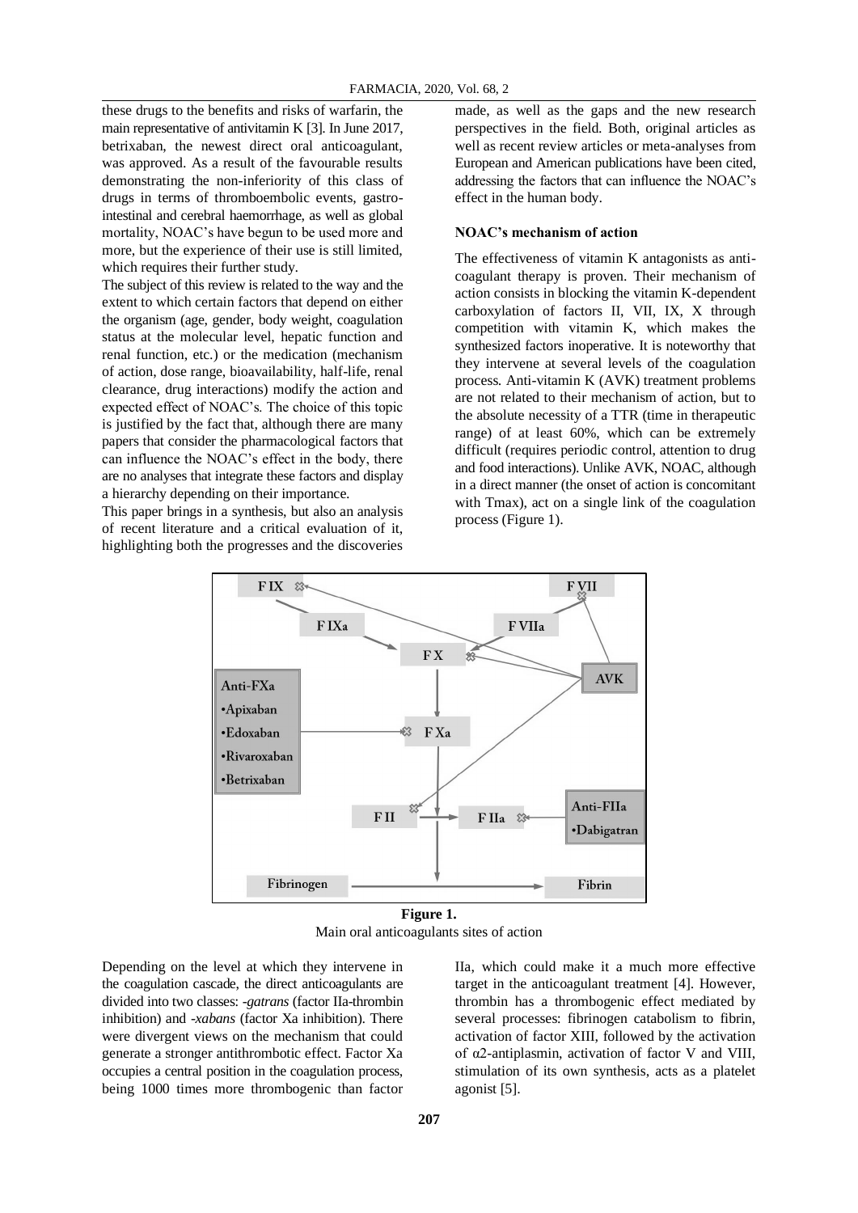these drugs to the benefits and risks of warfarin, the main representative of antivitamin K [3]. In June 2017, betrixaban, the newest direct oral anticoagulant, was approved. As a result of the favourable results demonstrating the non-inferiority of this class of drugs in terms of thromboembolic events, gastro-intestinal and cerebral haemorrhage, as well as global mortality, NOAC's have begun to be used more and more, but the experience of their use is still limited, which requires their further study.

The subject of this review is related to the way and the extent to which certain factors that depend on either the organism (age, gender, body weight, coagulation status at the molecular level, hepatic function and renal function, etc.) or the medication (mechanism of action, dose range, bioavailability, half-life, renal clearance, drug interactions) modify the action and expected effect of NOAC's. The choice of this topic is justified by the fact that, although there are many papers that consider the pharmacological factors that can influence the NOAC's effect in the body, there are no analyses that integrate these factors and display a hierarchy depending on their importance.

This paper brings in a synthesis, but also an analysis of recent literature and a critical evaluation of it, highlighting both the progresses and the discoveries made, as well as the gaps and the new research perspectives in the field. Both, original articles as well as recent review articles or meta-analyses from European and American publications have been cited, addressing the factors that can influence the NOAC's effect in the human body.

**NOAC's mechanism of action**

The effectiveness of vitamin K antagonists as anti-coagulant therapy is proven. Their mechanism of action consists in blocking the vitamin K-dependent carboxylation of factors II, VII, IX, X through competition with vitamin K, which makes the synthesized factors inoperative. It is noteworthy that they intervene at several levels of the coagulation process. Anti-vitamin K (AVK) treatment problems are not related to their mechanism of action, but to the absolute necessity of a TTR (time in therapeutic range) of at least 60%, which can be extremely difficult (requires periodic control, attention to drug and food interactions). Unlike AVK, NOAC, although in a direct manner (the onset of action is concomitant with Tmax), act on a single link of the coagulation process (Figure 1).

**Figure 1.**
Main oral anticoagulants sites of action

Depending on the level at which they intervene in the coagulation cascade, the direct anticoagulants are divided into two classes: *-gatrans* (factor IIa-thrombin inhibition) and *-xabans* (factor Xa inhibition). There were divergent views on the mechanism that could generate a stronger antithrombotic effect. Factor Xa occupies a central position in the coagulation process, being 1000 times more thrombogenic than factor IIa, which could make it a much more effective target in the anticoagulant treatment [4]. However, thrombin has a thrombogenic effect mediated by several processes: fibrinogen catabolism to fibrin, activation of factor XIII, followed by the activation of α2-antiplasmin, activation of factor V and VIII, stimulation of its own synthesis, acts as a platelet agonist [5].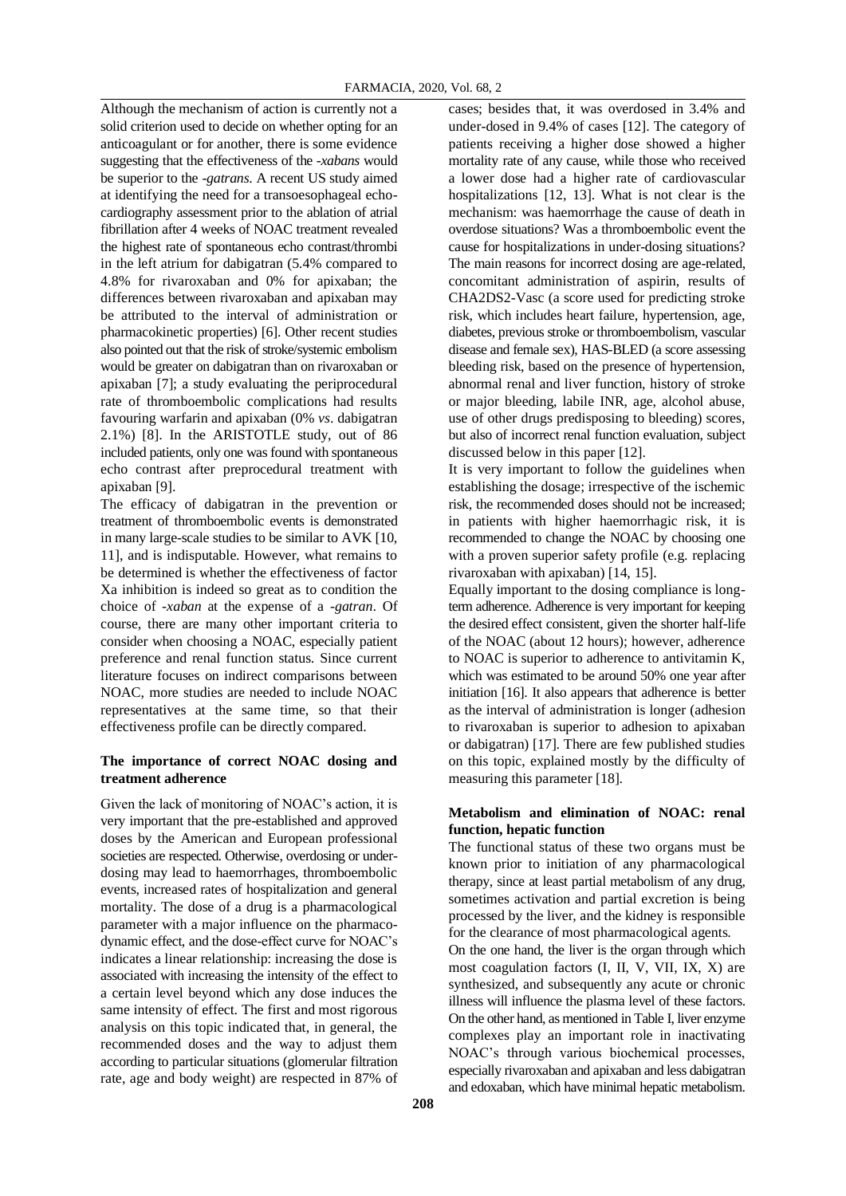Although the mechanism of action is currently not a solid criterion used to decide on whether opting for an anticoagulant or for another, there is some evidence suggesting that the effectiveness of the *-xabans* would be superior to the *-gatrans*. A recent US study aimed at identifying the need for a transoesophageal echocardiography assessment prior to the ablation of atrial fibrillation after 4 weeks of NOAC treatment revealed the highest rate of spontaneous echo contrast/thrombi in the left atrium for dabigatran (5.4% compared to 4.8% for rivaroxaban and 0% for apixaban; the differences between rivaroxaban and apixaban may be attributed to the interval of administration or pharmacokinetic properties) [6]. Other recent studies also pointed out that the risk of stroke/systemic embolism would be greater on dabigatran than on rivaroxaban or apixaban [7]; a study evaluating the periprocedural rate of thromboembolic complications had results favouring warfarin and apixaban (0% *vs*. dabigatran 2.1%) [8]. In the ARISTOTLE study, out of 86 included patients, only one was found with spontaneous echo contrast after preprocedural treatment with apixaban [9].

The efficacy of dabigatran in the prevention or treatment of thromboembolic events is demonstrated in many large-scale studies to be similar to AVK [10, 11], and is indisputable. However, what remains to be determined is whether the effectiveness of factor Xa inhibition is indeed so great as to condition the choice of *-xaban* at the expense of a *-gatran*. Of course, there are many other important criteria to consider when choosing a NOAC, especially patient preference and renal function status. Since current literature focuses on indirect comparisons between NOAC, more studies are needed to include NOAC representatives at the same time, so that their effectiveness profile can be directly compared.

**The importance of correct NOAC dosing and treatment adherence**

Given the lack of monitoring of NOAC's action, it is very important that the pre-established and approved doses by the American and European professional societies are respected. Otherwise, overdosing or under-dosing may lead to haemorrhages, thromboembolic events, increased rates of hospitalization and general mortality. The dose of a drug is a pharmacological parameter with a major influence on the pharmacodynamic effect, and the dose-effect curve for NOAC's indicates a linear relationship: increasing the dose is associated with increasing the intensity of the effect to a certain level beyond which any dose induces the same intensity of effect. The first and most rigorous analysis on this topic indicated that, in general, the recommended doses and the way to adjust them according to particular situations (glomerular filtration rate, age and body weight) are respected in 87% of cases; besides that, it was overdosed in 3.4% and under-dosed in 9.4% of cases [12]. The category of patients receiving a higher dose showed a higher mortality rate of any cause, while those who received a lower dose had a higher rate of cardiovascular hospitalizations [12, 13]. What is not clear is the mechanism: was haemorrhage the cause of death in overdose situations? Was a thromboembolic event the cause for hospitalizations in under-dosing situations? The main reasons for incorrect dosing are age-related, concomitant administration of aspirin, results of CHA2DS2-Vasc (a score used for predicting stroke risk, which includes heart failure, hypertension, age, diabetes, previous stroke or thromboembolism, vascular disease and female sex), HAS-BLED (a score assessing bleeding risk, based on the presence of hypertension, abnormal renal and liver function, history of stroke or major bleeding, labile INR, age, alcohol abuse, use of other drugs predisposing to bleeding) scores, but also of incorrect renal function evaluation, subject discussed below in this paper [12].

It is very important to follow the guidelines when establishing the dosage; irrespective of the ischemic risk, the recommended doses should not be increased; in patients with higher haemorrhagic risk, it is recommended to change the NOAC by choosing one with a proven superior safety profile (e.g. replacing rivaroxaban with apixaban) [14, 15].

Equally important to the dosing compliance is long-term adherence. Adherence is very important for keeping the desired effect consistent, given the shorter half-life of the NOAC (about 12 hours); however, adherence to NOAC is superior to adherence to antivitamin K, which was estimated to be around 50% one year after initiation [16]. It also appears that adherence is better as the interval of administration is longer (adhesion to rivaroxaban is superior to adhesion to apixaban or dabigatran) [17]. There are few published studies on this topic, explained mostly by the difficulty of measuring this parameter [18].

**Metabolism and elimination of NOAC: renal function, hepatic function**

The functional status of these two organs must be known prior to initiation of any pharmacological therapy, since at least partial metabolism of any drug, sometimes activation and partial excretion is being processed by the liver, and the kidney is responsible for the clearance of most pharmacological agents.

On the one hand, the liver is the organ through which most coagulation factors (I, II, V, VII, IX, X) are synthesized, and subsequently any acute or chronic illness will influence the plasma level of these factors. On the other hand, as mentioned in Table I, liver enzyme complexes play an important role in inactivating NOAC's through various biochemical processes, especially rivaroxaban and apixaban and less dabigatran and edoxaban, which have minimal hepatic metabolism.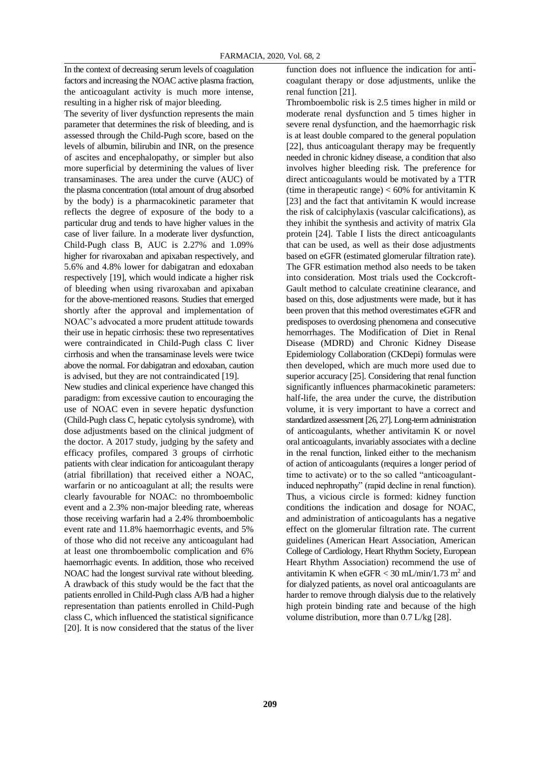In the context of decreasing serum levels of coagulation factors and increasing the NOAC active plasma fraction, the anticoagulant activity is much more intense, resulting in a higher risk of major bleeding.

The severity of liver dysfunction represents the main parameter that determines the risk of bleeding, and is assessed through the Child-Pugh score, based on the levels of albumin, bilirubin and INR, on the presence of ascites and encephalopathy, or simpler but also more superficial by determining the values of liver transaminases. The area under the curve (AUC) of the plasma concentration (total amount of drug absorbed by the body) is a pharmacokinetic parameter that reflects the degree of exposure of the body to a particular drug and tends to have higher values in the case of liver failure. In a moderate liver dysfunction, Child-Pugh class B, AUC is 2.27% and 1.09% higher for rivaroxaban and apixaban respectively, and 5.6% and 4.8% lower for dabigatran and edoxaban respectively [19], which would indicate a higher risk of bleeding when using rivaroxaban and apixaban for the above-mentioned reasons. Studies that emerged shortly after the approval and implementation of NOAC's advocated a more prudent attitude towards their use in hepatic cirrhosis: these two representatives were contraindicated in Child-Pugh class C liver cirrhosis and when the transaminase levels were twice above the normal. For dabigatran and edoxaban, caution is advised, but they are not contraindicated [19].

New studies and clinical experience have changed this paradigm: from excessive caution to encouraging the use of NOAC even in severe hepatic dysfunction (Child-Pugh class C, hepatic cytolysis syndrome), with dose adjustments based on the clinical judgment of the doctor. A 2017 study, judging by the safety and efficacy profiles, compared 3 groups of cirrhotic patients with clear indication for anticoagulant therapy (atrial fibrillation) that received either a NOAC, warfarin or no anticoagulant at all; the results were clearly favourable for NOAC: no thromboembolic event and a 2.3% non-major bleeding rate, whereas those receiving warfarin had a 2.4% thromboembolic event rate and 11.8% haemorrhagic events, and 5% of those who did not receive any anticoagulant had at least one thromboembolic complication and 6% haemorrhagic events. In addition, those who received NOAC had the longest survival rate without bleeding. A drawback of this study would be the fact that the patients enrolled in Child-Pugh class A/B had a higher representation than patients enrolled in Child-Pugh class C, which influenced the statistical significance [20]. It is now considered that the status of the liver function does not influence the indication for anti-coagulant therapy or dose adjustments, unlike the renal function [21].

Thromboembolic risk is 2.5 times higher in mild or moderate renal dysfunction and 5 times higher in severe renal dysfunction, and the haemorrhagic risk is at least double compared to the general population [22], thus anticoagulant therapy may be frequently needed in chronic kidney disease, a condition that also involves higher bleeding risk. The preference for direct anticoagulants would be motivated by a TTR (time in therapeutic range) < 60% for antivitamin K [23] and the fact that antivitamin K would increase the risk of calciphylaxis (vascular calcifications), as they inhibit the synthesis and activity of matrix Gla protein [24]. Table I lists the direct anticoagulants that can be used, as well as their dose adjustments based on eGFR (estimated glomerular filtration rate). The GFR estimation method also needs to be taken into consideration. Most trials used the Cockcroft-Gault method to calculate creatinine clearance, and based on this, dose adjustments were made, but it has been proven that this method overestimates eGFR and predisposes to overdosing phenomena and consecutive hemorrhages. The Modification of Diet in Renal Disease (MDRD) and Chronic Kidney Disease Epidemiology Collaboration (CKDepi) formulas were then developed, which are much more used due to superior accuracy [25]. Considering that renal function significantly influences pharmacokinetic parameters: half-life, the area under the curve, the distribution volume, it is very important to have a correct and standardized assessment [26, 27]. Long-term administration of anticoagulants, whether antivitamin K or novel oral anticoagulants, invariably associates with a decline in the renal function, linked either to the mechanism of action of anticoagulants (requires a longer period of time to activate) or to the so called "anticoagulant-induced nephropathy" (rapid decline in renal function). Thus, a vicious circle is formed: kidney function conditions the indication and dosage for NOAC, and administration of anticoagulants has a negative effect on the glomerular filtration rate. The current guidelines (American Heart Association, American College of Cardiology, Heart Rhythm Society, European Heart Rhythm Association) recommend the use of antivitamin K when eGFR < 30 mL/min/1.73 $m^2$ and for dialyzed patients, as novel oral anticoagulants are harder to remove through dialysis due to the relatively high protein binding rate and because of the high volume distribution, more than 0.7 L/kg [28].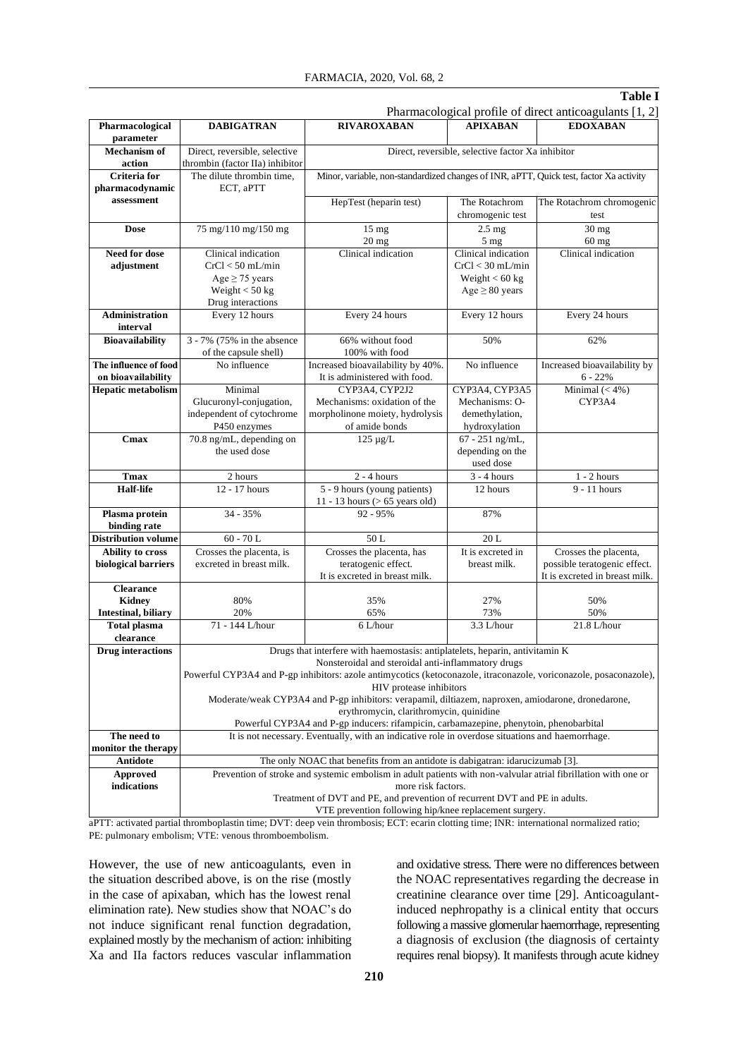**Table I**

Pharmacological profile of direct anticoagulants [1, 2]

| Pharmacological parameter | DABIGATRAN | RIVAROXABAN | APIXABAN | EDOXABAN |
|---|---|---|---|---|
| **Mechanism of action** | Direct, reversible, selective thrombin (factor IIa) inhibitor | Direct, reversible, selective factor Xa inhibitor | | |
| **Criteria for pharmacodynamic assessment** | The dilute thrombin time, ECT, aPTT | Minor, variable, non-standardized changes of INR, aPTT, Quick test, factor Xa activity | | |
| | | HepTest (heparin test) | The Rotachrom chromogenic test | The Rotachrom chromogenic test |
| **Dose** | 75 mg/110 mg/150 mg | 15 mg<br>20 mg | 2.5 mg<br>5 mg | 30 mg<br>60 mg |
| **Need for dose adjustment** | Clinical indication<br>CrCl < 50 mL/min<br>Age ≥ 75 years<br>Weight < 50 kg<br>Drug interactions | Clinical indication | Clinical indication<br>CrCl < 30 mL/min<br>Weight < 60 kg<br>Age ≥ 80 years | Clinical indication |
| **Administration interval** | Every 12 hours | Every 24 hours | Every 12 hours | Every 24 hours |
| **Bioavailability** | 3 - 7% (75% in the absence of the capsule shell) | 66% without food<br>100% with food | 50% | 62% |
| **The influence of food on bioavailability** | No influence | Increased bioavailability by 40%. It is administered with food. | No influence | Increased bioavailability by 6 - 22% |
| **Hepatic metabolism** | Minimal<br>Glucuronyl-conjugation, independent of cytochrome P450 enzymes | CYP3A4, CYP2J2<br>Mechanisms: oxidation of the morpholinone moiety, hydrolysis of amide bonds | CYP3A4, CYP3A5<br>Mechanisms: O-demethylation, hydroxylation | Minimal (< 4%)<br>CYP3A4 |
| **Cmax** | 70.8 ng/mL, depending on the used dose | 125 µg/L | 67 - 251 ng/mL, depending on the used dose | |
| **Tmax** | 2 hours | 2 - 4 hours | 3 - 4 hours | 1 - 2 hours |
| **Half-life** | 12 - 17 hours | 5 - 9 hours (young patients)<br>11 - 13 hours (> 65 years old) | 12 hours | 9 - 11 hours |
| **Plasma protein binding rate** | 34 - 35% | 92 - 95% | 87% | |
| **Distribution volume** | 60 - 70 L | 50 L | 20 L | |
| **Ability to cross biological barriers** | Crosses the placenta, is excreted in breast milk. | Crosses the placenta, has teratogenic effect.<br>It is excreted in breast milk. | It is excreted in breast milk. | Crosses the placenta, possible teratogenic effect.<br>It is excreted in breast milk. |
| **Clearance**<br>**Kidney**<br>**Intestinal, biliary** | <br>80%<br>20% | <br>35%<br>65% | <br>27%<br>73% | <br>50%<br>50% |
| **Total plasma clearance** | 71 - 144 L/hour | 6 L/hour | 3.3 L/hour | 21.8 L/hour |
| **Drug interactions** | Drugs that interfere with haemostasis: antiplatelets, heparin, antivitamin K<br>Nonsteroidal and steroidal anti-inflammatory drugs<br>Powerful CYP3A4 and P-gp inhibitors: azole antimycotics (ketoconazole, itraconazole, voriconazole, posaconazole), HIV protease inhibitors<br>Moderate/weak CYP3A4 and P-gp inhibitors: verapamil, diltiazem, naproxen, amiodarone, dronedarone, erythromycin, clarithromycin, quinidine<br>Powerful CYP3A4 and P-gp inducers: rifampicin, carbamazepine, phenytoin, phenobarbital | | | |
| **The need to monitor the therapy** | It is not necessary. Eventually, with an indicative role in overdose situations and haemorrhage. | | | |
| **Antidote** | The only NOAC that benefits from an antidote is dabigatran: idarucizumab [3]. | | | |
| **Approved indications** | Prevention of stroke and systemic embolism in adult patients with non-valvular atrial fibrillation with one or more risk factors.<br>Treatment of DVT and PE, and prevention of recurrent DVT and PE in adults.<br>VTE prevention following hip/knee replacement surgery. | | | |

aPTT: activated partial thromboplastin time; DVT: deep vein thrombosis; ECT: ecarin clotting time; INR: international normalized ratio; PE: pulmonary embolism; VTE: venous thromboembolism.

However, the use of new anticoagulants, even in the situation described above, is on the rise (mostly in the case of apixaban, which has the lowest renal elimination rate). New studies show that NOAC's do not induce significant renal function degradation, explained mostly by the mechanism of action: inhibiting Xa and IIa factors reduces vascular inflammation and oxidative stress. There were no differences between the NOAC representatives regarding the decrease in creatinine clearance over time [29]. Anticoagulant-induced nephropathy is a clinical entity that occurs following a massive glomerular haemorrhage, representing a diagnosis of exclusion (the diagnosis of certainty requires renal biopsy). It manifests through acute kidney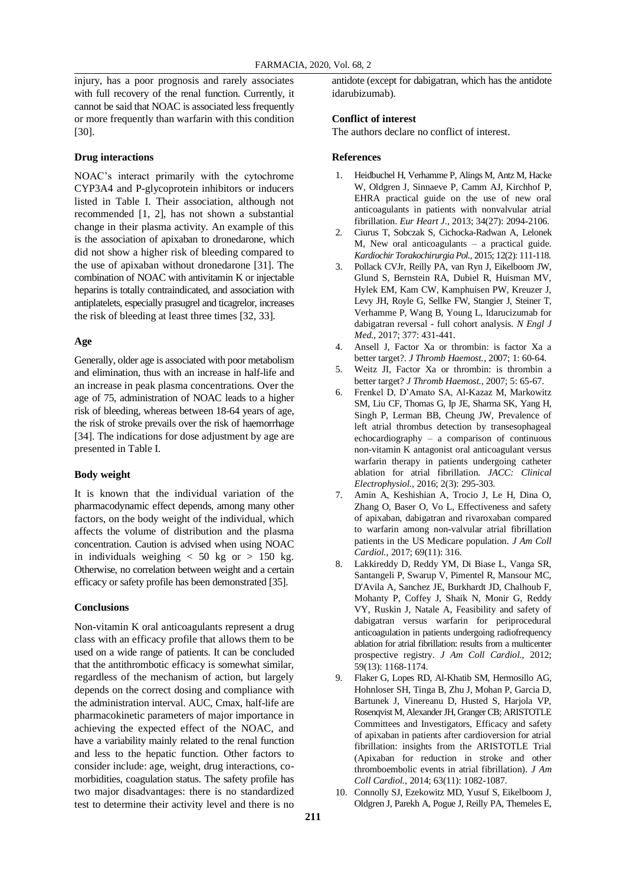injury, has a poor prognosis and rarely associates with full recovery of the renal function. Currently, it cannot be said that NOAC is associated less frequently or more frequently than warfarin with this condition [30].

**Drug interactions**

NOAC's interact primarily with the cytochrome CYP3A4 and P-glycoprotein inhibitors or inducers listed in Table I. Their association, although not recommended [1, 2], has not shown a substantial change in their plasma activity. An example of this is the association of apixaban to dronedarone, which did not show a higher risk of bleeding compared to the use of apixaban without dronedarone [31]. The combination of NOAC with antivitamin K or injectable heparins is totally contraindicated, and association with antiplatelets, especially prasugrel and ticagrelor, increases the risk of bleeding at least three times [32, 33].

**Age**

Generally, older age is associated with poor metabolism and elimination, thus with an increase in half-life and an increase in peak plasma concentrations. Over the age of 75, administration of NOAC leads to a higher risk of bleeding, whereas between 18-64 years of age, the risk of stroke prevails over the risk of haemorrhage [34]. The indications for dose adjustment by age are presented in Table I.

**Body weight**

It is known that the individual variation of the pharmacodynamic effect depends, among many other factors, on the body weight of the individual, which affects the volume of distribution and the plasma concentration. Caution is advised when using NOAC in individuals weighing $< 50$ kg or $> 150$ kg. Otherwise, no correlation between weight and a certain efficacy or safety profile has been demonstrated [35].

**Conclusions**

Non-vitamin K oral anticoagulants represent a drug class with an efficacy profile that allows them to be used on a wide range of patients. It can be concluded that the antithrombotic efficacy is somewhat similar, regardless of the mechanism of action, but largely depends on the correct dosing and compliance with the administration interval. AUC, Cmax, half-life are pharmacokinetic parameters of major importance in achieving the expected effect of the NOAC, and have a variability mainly related to the renal function and less to the hepatic function. Other factors to consider include: age, weight, drug interactions, co-morbidities, coagulation status. The safety profile has two major disadvantages: there is no standardized test to determine their activity level and there is no antidote (except for dabigatran, which has the antidote idarubizumab).

**Conflict of interest**

The authors declare no conflict of interest.

**References**

1. Heidbuchel H, Verhamme P, Alings M, Antz M, Hacke W, Oldgren J, Sinnaeve P, Camm AJ, Kirchhof P, EHRA practical guide on the use of new oral anticoagulants in patients with nonvalvular atrial fibrillation. *Eur Heart J.*, 2013; 34(27): 2094-2106.
2. Ciurus T, Sobczak S, Cichocka-Radwan A, Lelonek M, New oral anticoagulants – a practical guide. *Kardiochir Torakochirurgia Pol.*, 2015; 12(2): 111-118.
3. Pollack CVJr, Reilly PA, van Ryn J, Eikelboom JW, Glund S, Bernstein RA, Dubiel R, Huisman MV, Hylek EM, Kam CW, Kamphuisen PW, Kreuzer J, Levy JH, Royle G, Sellke FW, Stangier J, Steiner T, Verhamme P, Wang B, Young L, Idarucizumab for dabigatran reversal - full cohort analysis. *N Engl J Med.*, 2017; 377: 431-441.
4. Ansell J, Factor Xa or thrombin: is factor Xa a better target?. *J Thromb Haemost.*, 2007; 1: 60-64.
5. Weitz JI, Factor Xa or thrombin: is thrombin a better target? *J Thromb Haemost.*, 2007; 5: 65-67.
6. Frenkel D, D'Amato SA, Al-Kazaz M, Markowitz SM, Liu CF, Thomas G, Ip JE, Sharma SK, Yang H, Singh P, Lerman BB, Cheung JW, Prevalence of left atrial thrombus detection by transesophageal echocardiography – a comparison of continuous non-vitamin K antagonist oral anticoagulant versus warfarin therapy in patients undergoing catheter ablation for atrial fibrillation. *JACC: Clinical Electrophysiol.*, 2016; 2(3): 295-303.
7. Amin A, Keshishian A, Trocio J, Le H, Dina O, Zhang O, Baser O, Vo L, Effectiveness and safety of apixaban, dabigatran and rivaroxaban compared to warfarin among non-valvular atrial fibrillation patients in the US Medicare population. *J Am Coll Cardiol.*, 2017; 69(11): 316.
8. Lakkireddy D, Reddy YM, Di Biase L, Vanga SR, Santangeli P, Swarup V, Pimentel R, Mansour MC, D'Avila A, Sanchez JE, Burkhardt JD, Chalhoub F, Mohanty P, Coffey J, Shaik N, Monir G, Reddy VY, Ruskin J, Natale A, Feasibility and safety of dabigatran versus warfarin for periprocedural anticoagulation in patients undergoing radiofrequency ablation for atrial fibrillation: results from a multicenter prospective registry. *J Am Coll Cardiol.*, 2012; 59(13): 1168-1174.
9. Flaker G, Lopes RD, Al-Khatib SM, Hermosillo AG, Hohnloser SH, Tinga B, Zhu J, Mohan P, Garcia D, Bartunek J, Vinereanu D, Husted S, Harjola VP, Rosenqvist M, Alexander JH, Granger CB; ARISTOTLE Committees and Investigators, Efficacy and safety of apixaban in patients after cardioversion for atrial fibrillation: insights from the ARISTOTLE Trial (Apixaban for reduction in stroke and other thromboembolic events in atrial fibrillation). *J Am Coll Cardiol.*, 2014; 63(11): 1082-1087.
10. Connolly SJ, Ezekowitz MD, Yusuf S, Eikelboom J, Oldgren J, Parekh A, Pogue J, Reilly PA, Themeles E,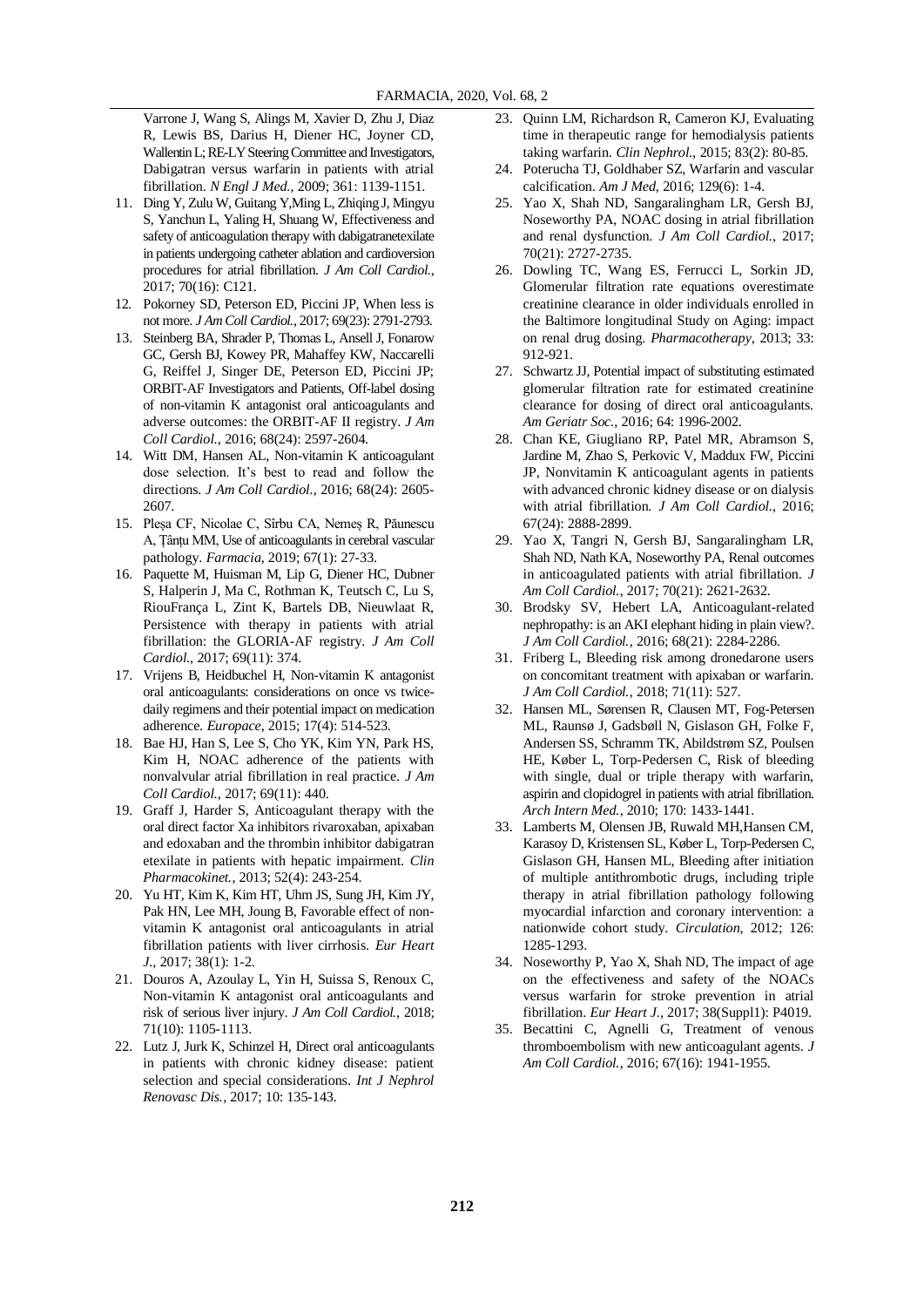Varrone J, Wang S, Alings M, Xavier D, Zhu J, Diaz R, Lewis BS, Darius H, Diener HC, Joyner CD, Wallentin L; RE-LY Steering Committee and Investigators, Dabigatran versus warfarin in patients with atrial fibrillation. *N Engl J Med.*, 2009; 361: 1139-1151.

11. Ding Y, Zulu W, Guitang Y,Ming L, Zhiqing J, Mingyu S, Yanchun L, Yaling H, Shuang W, Effectiveness and safety of anticoagulation therapy with dabigatranetexilate in patients undergoing catheter ablation and cardioversion procedures for atrial fibrillation. *J Am Coll Cardiol.*, 2017; 70(16): C121.
12. Pokorney SD, Peterson ED, Piccini JP, When less is not more. *J Am Coll Cardiol.*, 2017; 69(23): 2791-2793.
13. Steinberg BA, Shrader P, Thomas L, Ansell J, Fonarow GC, Gersh BJ, Kowey PR, Mahaffey KW, Naccarelli G, Reiffel J, Singer DE, Peterson ED, Piccini JP; ORBIT-AF Investigators and Patients, Off-label dosing of non-vitamin K antagonist oral anticoagulants and adverse outcomes: the ORBIT-AF II registry. *J Am Coll Cardiol.*, 2016; 68(24): 2597-2604.
14. Witt DM, Hansen AL, Non-vitamin K anticoagulant dose selection. It's best to read and follow the directions. *J Am Coll Cardiol.*, 2016; 68(24): 2605-2607.
15. Pleșa CF, Nicolae C, Sîrbu CA, Nemeș R, Păunescu A, Țânțu MM, Use of anticoagulants in cerebral vascular pathology. *Farmacia*, 2019; 67(1): 27-33.
16. Paquette M, Huisman M, Lip G, Diener HC, Dubner S, Halperin J, Ma C, Rothman K, Teutsch C, Lu S, RiouFrança L, Zint K, Bartels DB, Nieuwlaat R, Persistence with therapy in patients with atrial fibrillation: the GLORIA-AF registry. *J Am Coll Cardiol.*, 2017; 69(11): 374.
17. Vrijens B, Heidbuchel H, Non-vitamin K antagonist oral anticoagulants: considerations on once vs twice-daily regimens and their potential impact on medication adherence. *Europace*, 2015; 17(4): 514-523.
18. Bae HJ, Han S, Lee S, Cho YK, Kim YN, Park HS, Kim H, NOAC adherence of the patients with nonvalvular atrial fibrillation in real practice. *J Am Coll Cardiol.*, 2017; 69(11): 440.
19. Graff J, Harder S, Anticoagulant therapy with the oral direct factor Xa inhibitors rivaroxaban, apixaban and edoxaban and the thrombin inhibitor dabigatran etexilate in patients with hepatic impairment. *Clin Pharmacokinet.*, 2013; 52(4): 243-254.
20. Yu HT, Kim K, Kim HT, Uhm JS, Sung JH, Kim JY, Pak HN, Lee MH, Joung B, Favorable effect of non-vitamin K antagonist oral anticoagulants in atrial fibrillation patients with liver cirrhosis. *Eur Heart J.*, 2017; 38(1): 1-2.
21. Douros A, Azoulay L, Yin H, Suissa S, Renoux C, Non-vitamin K antagonist oral anticoagulants and risk of serious liver injury. *J Am Coll Cardiol.*, 2018; 71(10): 1105-1113.
22. Lutz J, Jurk K, Schinzel H, Direct oral anticoagulants in patients with chronic kidney disease: patient selection and special considerations. *Int J Nephrol Renovasc Dis.*, 2017; 10: 135-143.
23. Quinn LM, Richardson R, Cameron KJ, Evaluating time in therapeutic range for hemodialysis patients taking warfarin. *Clin Nephrol.*, 2015; 83(2): 80-85.
24. Poterucha TJ, Goldhaber SZ, Warfarin and vascular calcification. *Am J Med*, 2016; 129(6): 1-4.
25. Yao X, Shah ND, Sangaralingham LR, Gersh BJ, Noseworthy PA, NOAC dosing in atrial fibrillation and renal dysfunction. *J Am Coll Cardiol.*, 2017; 70(21): 2727-2735.
26. Dowling TC, Wang ES, Ferrucci L, Sorkin JD, Glomerular filtration rate equations overestimate creatinine clearance in older individuals enrolled in the Baltimore longitudinal Study on Aging: impact on renal drug dosing. *Pharmacotherapy*, 2013; 33: 912-921.
27. Schwartz JJ, Potential impact of substituting estimated glomerular filtration rate for estimated creatinine clearance for dosing of direct oral anticoagulants. *Am Geriatr Soc.*, 2016; 64: 1996-2002.
28. Chan KE, Giugliano RP, Patel MR, Abramson S, Jardine M, Zhao S, Perkovic V, Maddux FW, Piccini JP, Nonvitamin K anticoagulant agents in patients with advanced chronic kidney disease or on dialysis with atrial fibrillation. *J Am Coll Cardiol.*, 2016; 67(24): 2888-2899.
29. Yao X, Tangri N, Gersh BJ, Sangaralingham LR, Shah ND, Nath KA, Noseworthy PA, Renal outcomes in anticoagulated patients with atrial fibrillation. *J Am Coll Cardiol.*, 2017; 70(21): 2621-2632.
30. Brodsky SV, Hebert LA, Anticoagulant-related nephropathy: is an AKI elephant hiding in plain view?. *J Am Coll Cardiol.*, 2016; 68(21): 2284-2286.
31. Friberg L, Bleeding risk among dronedarone users on concomitant treatment with apixaban or warfarin. *J Am Coll Cardiol.*, 2018; 71(11): 527.
32. Hansen ML, Sørensen R, Clausen MT, Fog-Petersen ML, Raunsø J, Gadsbøll N, Gislason GH, Folke F, Andersen SS, Schramm TK, Abildstrøm SZ, Poulsen HE, Køber L, Torp-Pedersen C, Risk of bleeding with single, dual or triple therapy with warfarin, aspirin and clopidogrel in patients with atrial fibrillation. *Arch Intern Med.*, 2010; 170: 1433-1441.
33. Lamberts M, Olensen JB, Ruwald MH,Hansen CM, Karasoy D, Kristensen SL, Køber L, Torp-Pedersen C, Gislason GH, Hansen ML, Bleeding after initiation of multiple antithrombotic drugs, including triple therapy in atrial fibrillation pathology following myocardial infarction and coronary intervention: a nationwide cohort study. *Circulation*, 2012; 126: 1285-1293.
34. Noseworthy P, Yao X, Shah ND, The impact of age on the effectiveness and safety of the NOACs versus warfarin for stroke prevention in atrial fibrillation. *Eur Heart J.*, 2017; 38(Suppl1): P4019.
35. Becattini C, Agnelli G, Treatment of venous thromboembolism with new anticoagulant agents. *J Am Coll Cardiol.*, 2016; 67(16): 1941-1955.